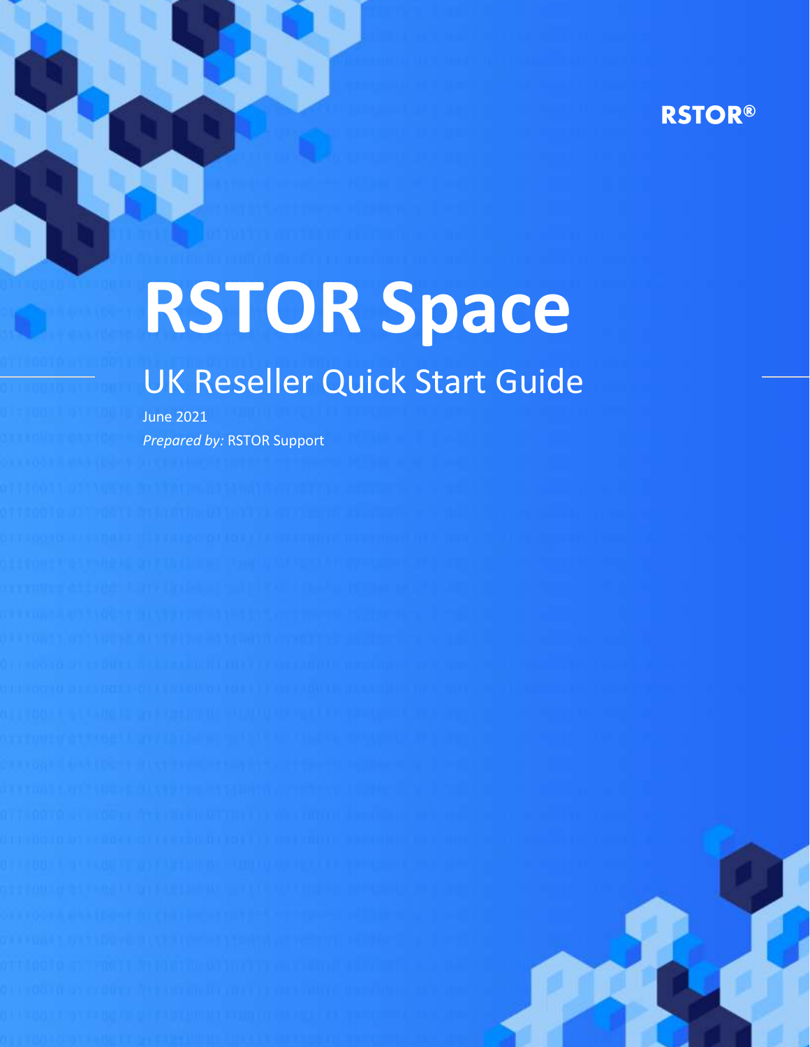RSTOR®

# RSTOR Space

## UK Reseller Quick Start Guide

June 2021

*Prepared by:* RSTOR Support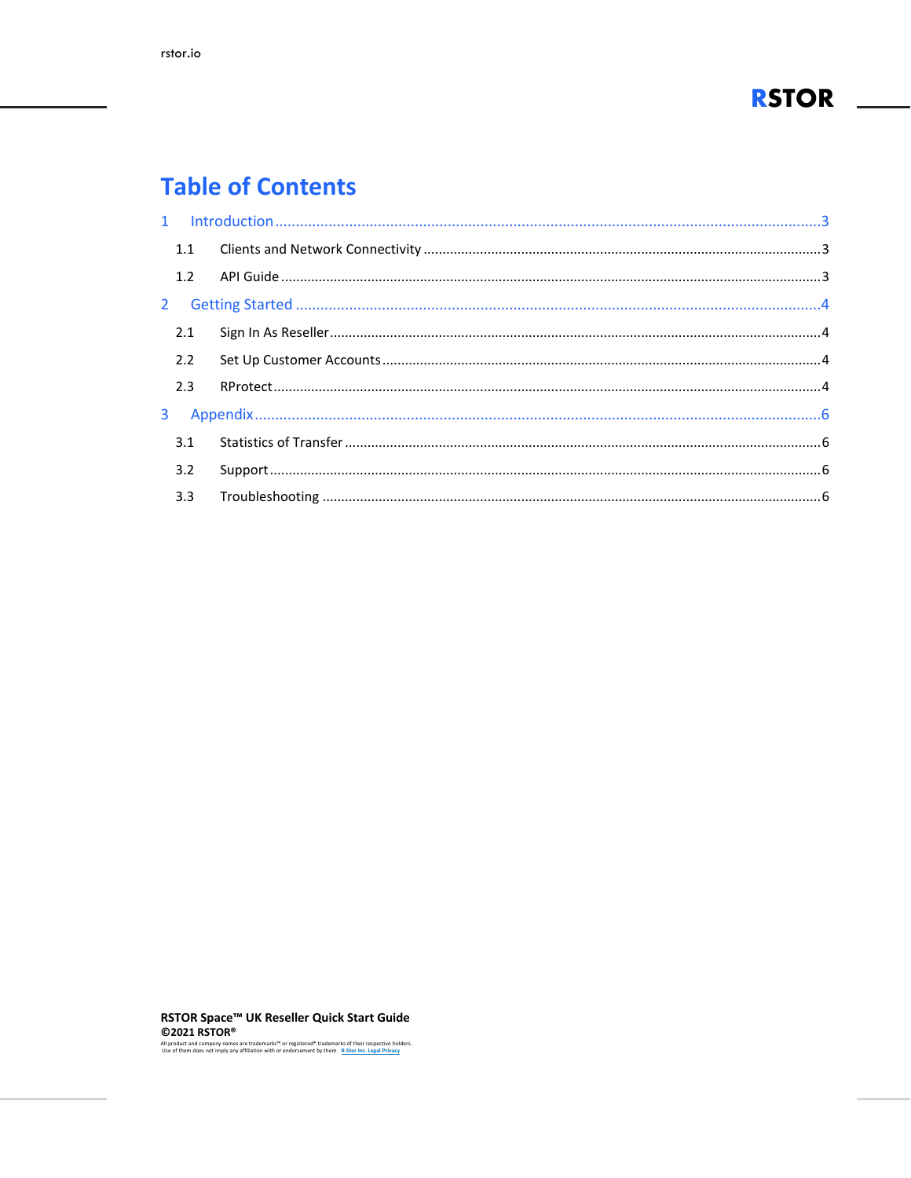# Table of Contents

1 Introduction ........................................................................ 3

- 1.1 Clients and Network Connectivity ........................................ 3
- 1.2 API Guide ........................................................................ 3

2 Getting Started ..................................................................... 4

- 2.1 Sign In As Reseller ............................................................ 4
- 2.2 Set Up Customer Accounts .................................................. 4
- 2.3 RProtect .......................................................................... 4

3 Appendix ............................................................................. 6

- 3.1 Statistics of Transfer .......................................................... 6
- 3.2 Support ............................................................................ 6
- 3.3 Troubleshooting ................................................................ 6

**RSTOR Space™ UK Reseller Quick Start Guide**
**©2021 RSTOR®**
All product and company names are trademarks™ or registered® trademarks of their respective holders. Use of them does not imply any affiliation with or endorsement by them. R-Stor Inc. Legal Privacy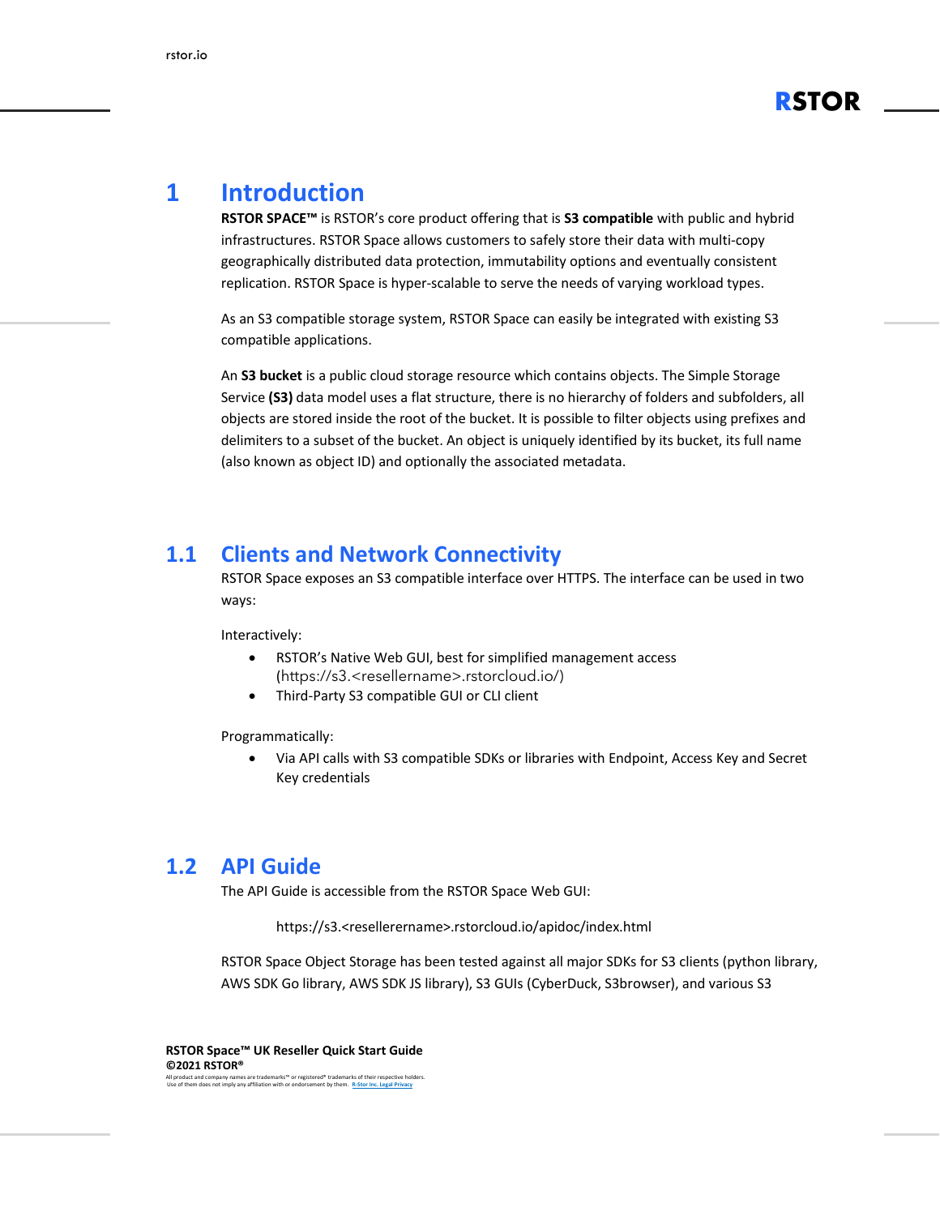# 1 Introduction

**RSTOR SPACE™** is RSTOR's core product offering that is **S3 compatible** with public and hybrid infrastructures. RSTOR Space allows customers to safely store their data with multi-copy geographically distributed data protection, immutability options and eventually consistent replication. RSTOR Space is hyper-scalable to serve the needs of varying workload types.

As an S3 compatible storage system, RSTOR Space can easily be integrated with existing S3 compatible applications.

An **S3 bucket** is a public cloud storage resource which contains objects. The Simple Storage Service **(S3)** data model uses a flat structure, there is no hierarchy of folders and subfolders, all objects are stored inside the root of the bucket. It is possible to filter objects using prefixes and delimiters to a subset of the bucket. An object is uniquely identified by its bucket, its full name (also known as object ID) and optionally the associated metadata.

## 1.1 Clients and Network Connectivity

RSTOR Space exposes an S3 compatible interface over HTTPS. The interface can be used in two ways:

Interactively:

- RSTOR's Native Web GUI, best for simplified management access (https://s3.<resellername>.rstorcloud.io/)
- Third-Party S3 compatible GUI or CLI client

Programmatically:

- Via API calls with S3 compatible SDKs or libraries with Endpoint, Access Key and Secret Key credentials

## 1.2 API Guide

The API Guide is accessible from the RSTOR Space Web GUI:

https://s3.<resellerername>.rstorcloud.io/apidoc/index.html

RSTOR Space Object Storage has been tested against all major SDKs for S3 clients (python library, AWS SDK Go library, AWS SDK JS library), S3 GUIs (CyberDuck, S3browser), and various S3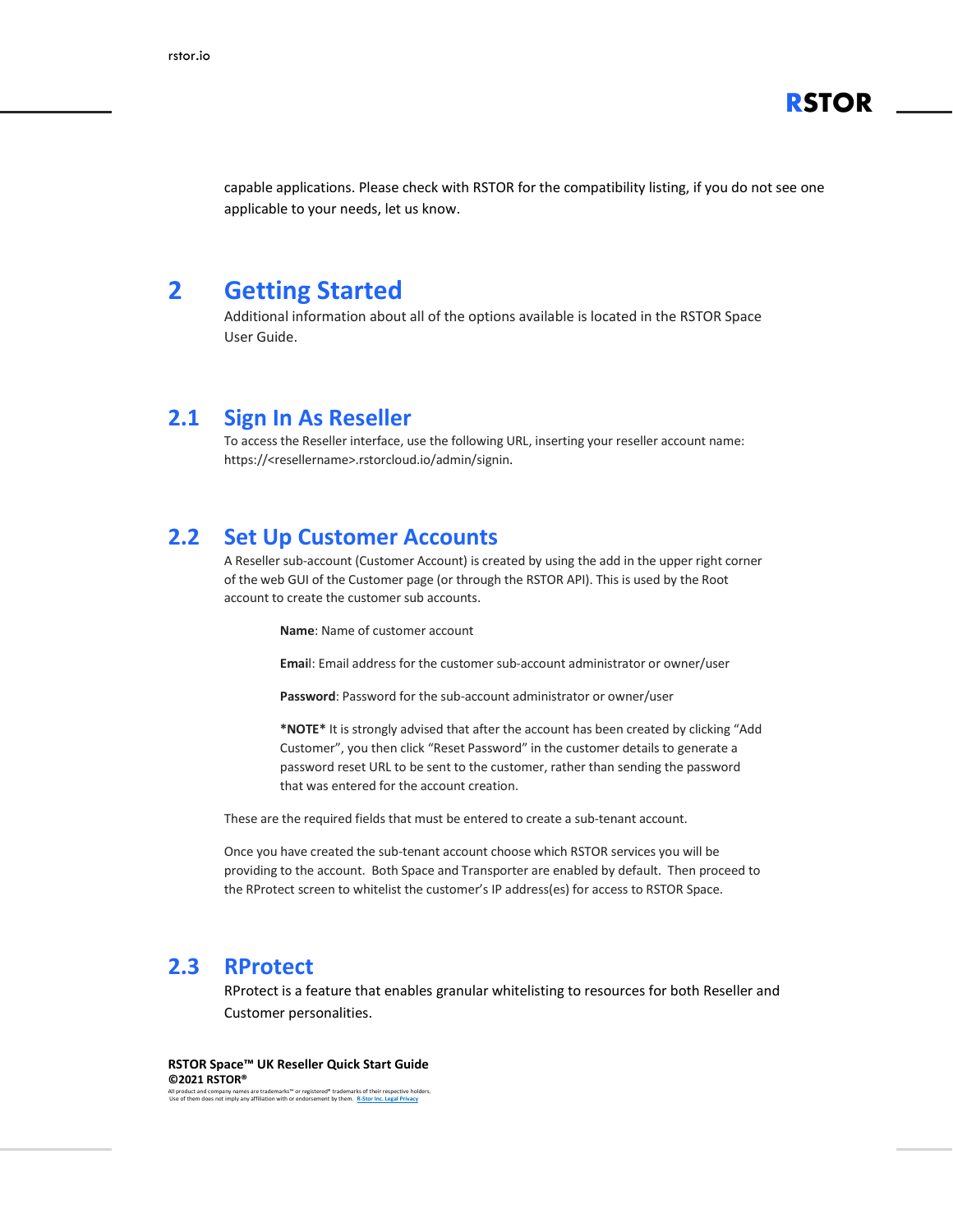capable applications. Please check with RSTOR for the compatibility listing, if you do not see one applicable to your needs, let us know.

# 2 Getting Started

Additional information about all of the options available is located in the RSTOR Space User Guide.

## 2.1 Sign In As Reseller

To access the Reseller interface, use the following URL, inserting your reseller account name: https://<resellername>.rstorcloud.io/admin/signin.

## 2.2 Set Up Customer Accounts

A Reseller sub-account (Customer Account) is created by using the add in the upper right corner of the web GUI of the Customer page (or through the RSTOR API). This is used by the Root account to create the customer sub accounts.

> **Name**: Name of customer account
>
> **Email**: Email address for the customer sub-account administrator or owner/user
>
> **Password**: Password for the sub-account administrator or owner/user
>
> **\*NOTE\*** It is strongly advised that after the account has been created by clicking "Add Customer", you then click "Reset Password" in the customer details to generate a password reset URL to be sent to the customer, rather than sending the password that was entered for the account creation.

These are the required fields that must be entered to create a sub-tenant account.

Once you have created the sub-tenant account choose which RSTOR services you will be providing to the account. Both Space and Transporter are enabled by default. Then proceed to the RProtect screen to whitelist the customer's IP address(es) for access to RSTOR Space.

## 2.3 RProtect

RProtect is a feature that enables granular whitelisting to resources for both Reseller and Customer personalities.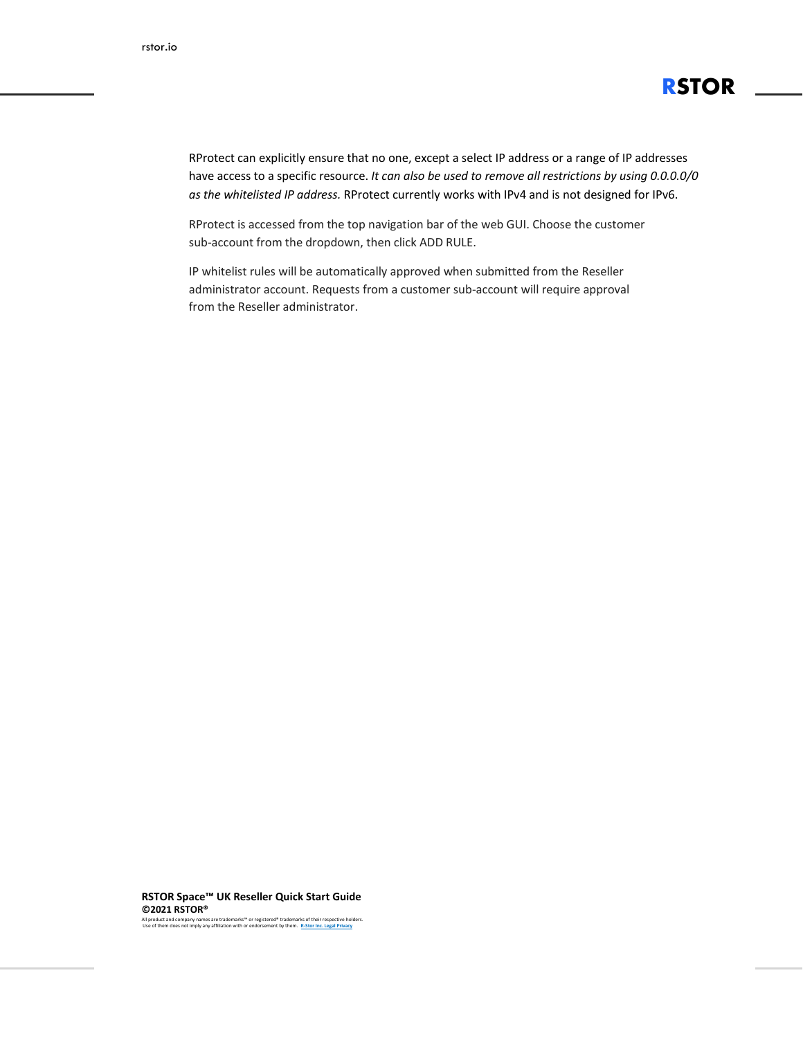RProtect can explicitly ensure that no one, except a select IP address or a range of IP addresses have access to a specific resource. *It can also be used to remove all restrictions by using 0.0.0.0/0 as the whitelisted IP address.* RProtect currently works with IPv4 and is not designed for IPv6.

RProtect is accessed from the top navigation bar of the web GUI. Choose the customer sub-account from the dropdown, then click ADD RULE.

IP whitelist rules will be automatically approved when submitted from the Reseller administrator account. Requests from a customer sub-account will require approval from the Reseller administrator.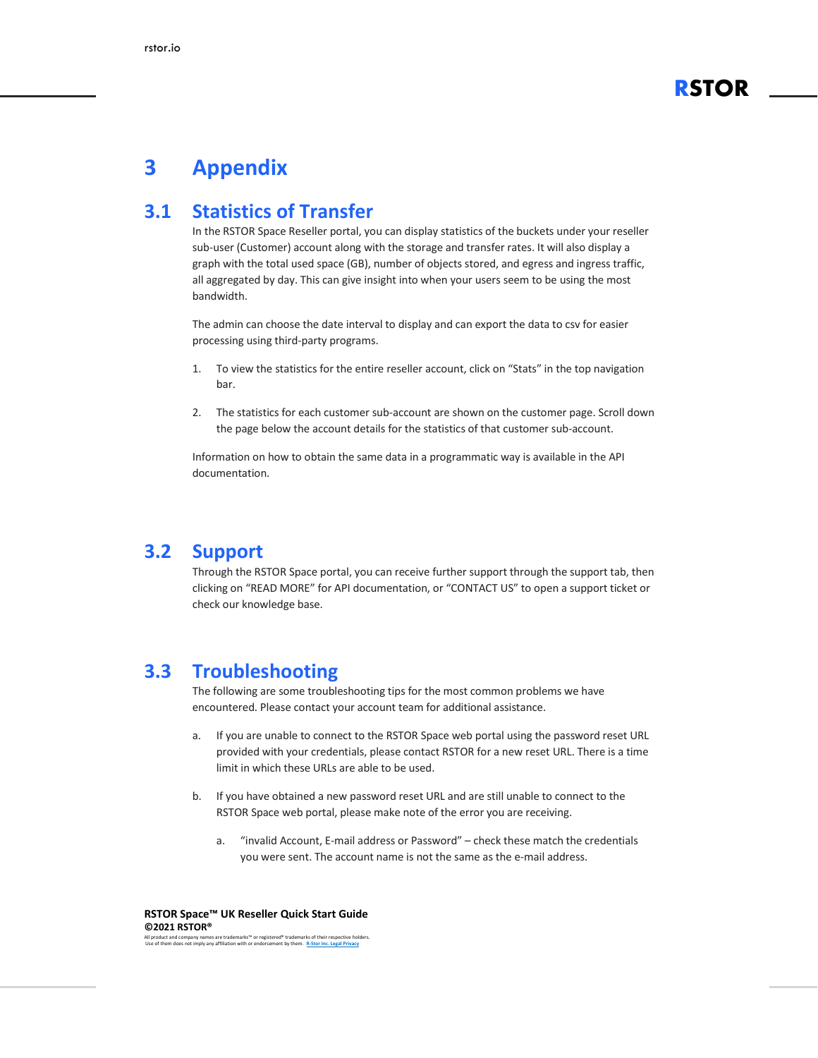# 3 Appendix

## 3.1 Statistics of Transfer

In the RSTOR Space Reseller portal, you can display statistics of the buckets under your reseller sub-user (Customer) account along with the storage and transfer rates. It will also display a graph with the total used space (GB), number of objects stored, and egress and ingress traffic, all aggregated by day. This can give insight into when your users seem to be using the most bandwidth.

The admin can choose the date interval to display and can export the data to csv for easier processing using third-party programs.

1. To view the statistics for the entire reseller account, click on "Stats" in the top navigation bar.

2. The statistics for each customer sub-account are shown on the customer page. Scroll down the page below the account details for the statistics of that customer sub-account.

Information on how to obtain the same data in a programmatic way is available in the API documentation.

## 3.2 Support

Through the RSTOR Space portal, you can receive further support through the support tab, then clicking on "READ MORE" for API documentation, or "CONTACT US" to open a support ticket or check our knowledge base.

## 3.3 Troubleshooting

The following are some troubleshooting tips for the most common problems we have encountered. Please contact your account team for additional assistance.

a. If you are unable to connect to the RSTOR Space web portal using the password reset URL provided with your credentials, please contact RSTOR for a new reset URL. There is a time limit in which these URLs are able to be used.

b. If you have obtained a new password reset URL and are still unable to connect to the RSTOR Space web portal, please make note of the error you are receiving.

    a. "invalid Account, E-mail address or Password" – check these match the credentials you were sent. The account name is not the same as the e-mail address.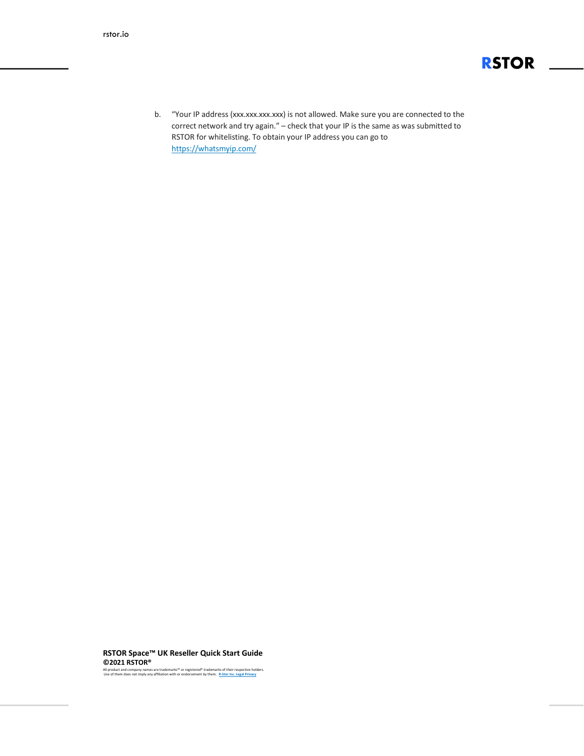b. "Your IP address (xxx.xxx.xxx.xxx) is not allowed. Make sure you are connected to the correct network and try again." – check that your IP is the same as was submitted to RSTOR for whitelisting. To obtain your IP address you can go to https://whatsmyip.com/